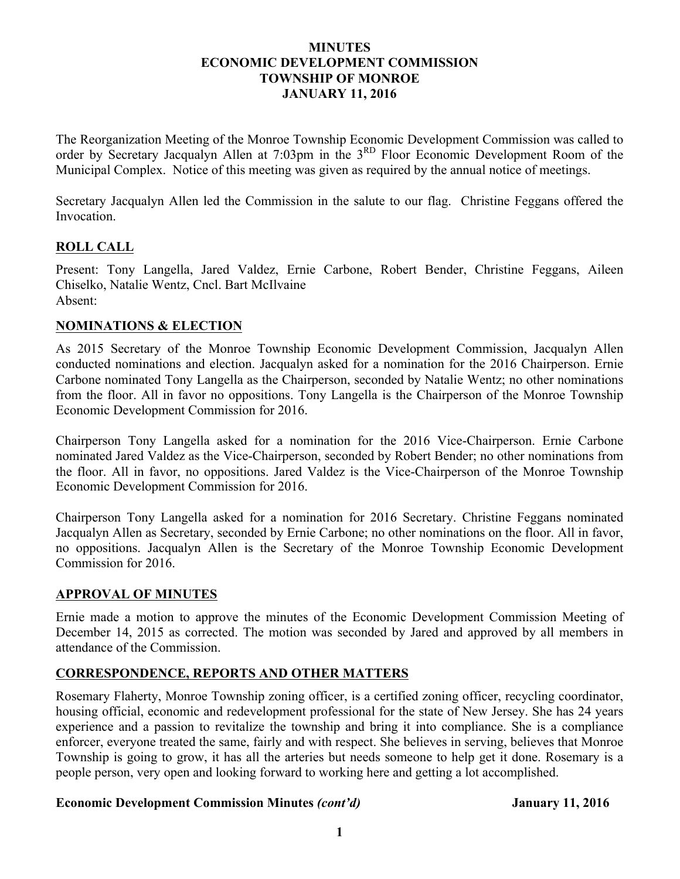**MINUTES**
**ECONOMIC DEVELOPMENT COMMISSION**
**TOWNSHIP OF MONROE**
**JANUARY 11, 2016**

The Reorganization Meeting of the Monroe Township Economic Development Commission was called to order by Secretary Jacqualyn Allen at 7:03pm in the 3RD Floor Economic Development Room of the Municipal Complex. Notice of this meeting was given as required by the annual notice of meetings.

Secretary Jacqualyn Allen led the Commission in the salute to our flag. Christine Feggans offered the Invocation.

## ROLL CALL

Present: Tony Langella, Jared Valdez, Ernie Carbone, Robert Bender, Christine Feggans, Aileen Chiselko, Natalie Wentz, Cncl. Bart McIlvaine
Absent:

## NOMINATIONS & ELECTION

As 2015 Secretary of the Monroe Township Economic Development Commission, Jacqualyn Allen conducted nominations and election. Jacqualyn asked for a nomination for the 2016 Chairperson. Ernie Carbone nominated Tony Langella as the Chairperson, seconded by Natalie Wentz; no other nominations from the floor. All in favor no oppositions. Tony Langella is the Chairperson of the Monroe Township Economic Development Commission for 2016.

Chairperson Tony Langella asked for a nomination for the 2016 Vice-Chairperson. Ernie Carbone nominated Jared Valdez as the Vice-Chairperson, seconded by Robert Bender; no other nominations from the floor. All in favor, no oppositions. Jared Valdez is the Vice-Chairperson of the Monroe Township Economic Development Commission for 2016.

Chairperson Tony Langella asked for a nomination for 2016 Secretary. Christine Feggans nominated Jacqualyn Allen as Secretary, seconded by Ernie Carbone; no other nominations on the floor. All in favor, no oppositions. Jacqualyn Allen is the Secretary of the Monroe Township Economic Development Commission for 2016.

## APPROVAL OF MINUTES

Ernie made a motion to approve the minutes of the Economic Development Commission Meeting of December 14, 2015 as corrected. The motion was seconded by Jared and approved by all members in attendance of the Commission.

## CORRESPONDENCE, REPORTS AND OTHER MATTERS

Rosemary Flaherty, Monroe Township zoning officer, is a certified zoning officer, recycling coordinator, housing official, economic and redevelopment professional for the state of New Jersey. She has 24 years experience and a passion to revitalize the township and bring it into compliance. She is a compliance enforcer, everyone treated the same, fairly and with respect. She believes in serving, believes that Monroe Township is going to grow, it has all the arteries but needs someone to help get it done. Rosemary is a people person, very open and looking forward to working here and getting a lot accomplished.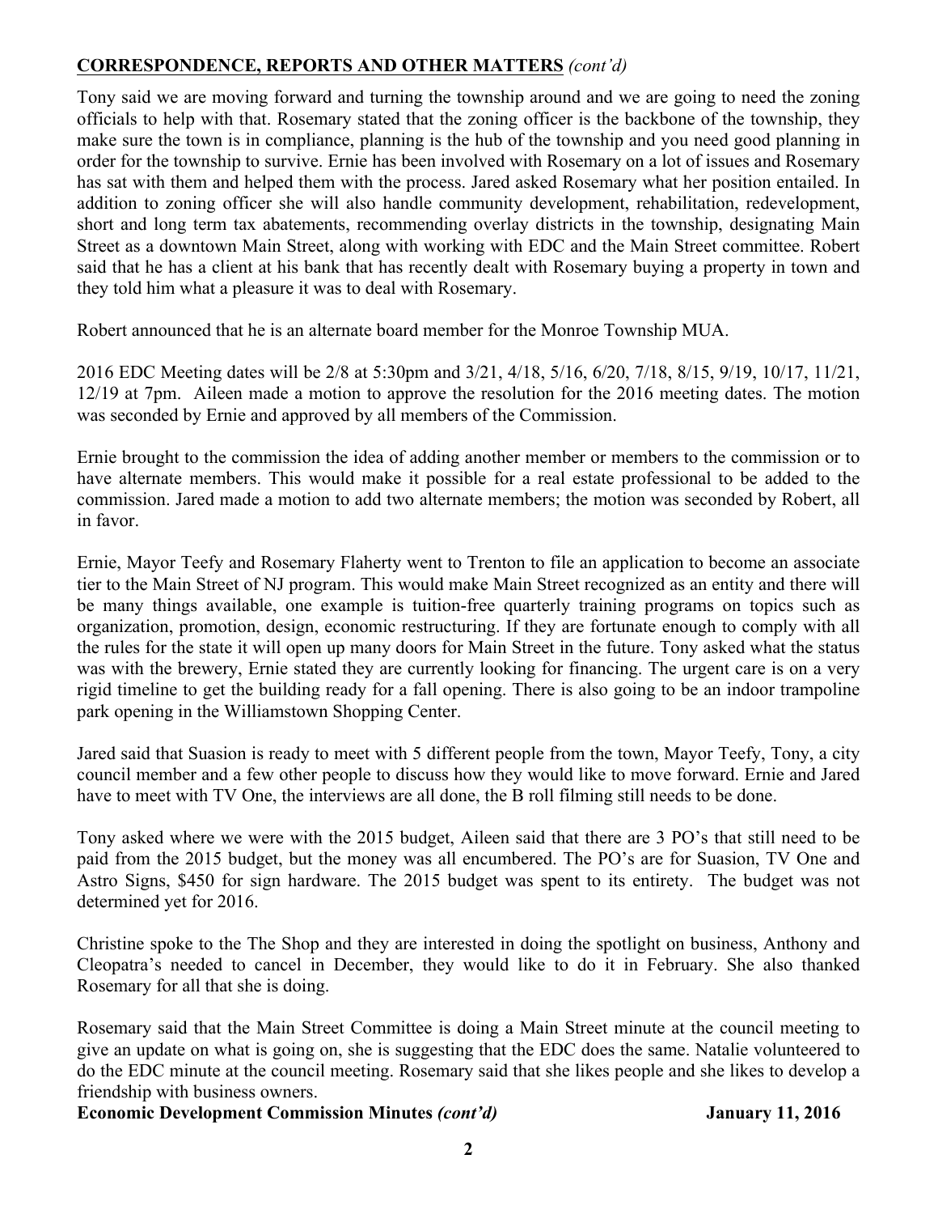## CORRESPONDENCE, REPORTS AND OTHER MATTERS *(cont'd)*

Tony said we are moving forward and turning the township around and we are going to need the zoning officials to help with that. Rosemary stated that the zoning officer is the backbone of the township, they make sure the town is in compliance, planning is the hub of the township and you need good planning in order for the township to survive. Ernie has been involved with Rosemary on a lot of issues and Rosemary has sat with them and helped them with the process. Jared asked Rosemary what her position entailed. In addition to zoning officer she will also handle community development, rehabilitation, redevelopment, short and long term tax abatements, recommending overlay districts in the township, designating Main Street as a downtown Main Street, along with working with EDC and the Main Street committee. Robert said that he has a client at his bank that has recently dealt with Rosemary buying a property in town and they told him what a pleasure it was to deal with Rosemary.

Robert announced that he is an alternate board member for the Monroe Township MUA.

2016 EDC Meeting dates will be 2/8 at 5:30pm and 3/21, 4/18, 5/16, 6/20, 7/18, 8/15, 9/19, 10/17, 11/21, 12/19 at 7pm. Aileen made a motion to approve the resolution for the 2016 meeting dates. The motion was seconded by Ernie and approved by all members of the Commission.

Ernie brought to the commission the idea of adding another member or members to the commission or to have alternate members. This would make it possible for a real estate professional to be added to the commission. Jared made a motion to add two alternate members; the motion was seconded by Robert, all in favor.

Ernie, Mayor Teefy and Rosemary Flaherty went to Trenton to file an application to become an associate tier to the Main Street of NJ program. This would make Main Street recognized as an entity and there will be many things available, one example is tuition-free quarterly training programs on topics such as organization, promotion, design, economic restructuring. If they are fortunate enough to comply with all the rules for the state it will open up many doors for Main Street in the future. Tony asked what the status was with the brewery, Ernie stated they are currently looking for financing. The urgent care is on a very rigid timeline to get the building ready for a fall opening. There is also going to be an indoor trampoline park opening in the Williamstown Shopping Center.

Jared said that Suasion is ready to meet with 5 different people from the town, Mayor Teefy, Tony, a city council member and a few other people to discuss how they would like to move forward. Ernie and Jared have to meet with TV One, the interviews are all done, the B roll filming still needs to be done.

Tony asked where we were with the 2015 budget, Aileen said that there are 3 PO's that still need to be paid from the 2015 budget, but the money was all encumbered. The PO's are for Suasion, TV One and Astro Signs, $450 for sign hardware. The 2015 budget was spent to its entirety. The budget was not determined yet for 2016.

Christine spoke to the The Shop and they are interested in doing the spotlight on business, Anthony and Cleopatra's needed to cancel in December, they would like to do it in February. She also thanked Rosemary for all that she is doing.

Rosemary said that the Main Street Committee is doing a Main Street minute at the council meeting to give an update on what is going on, she is suggesting that the EDC does the same. Natalie volunteered to do the EDC minute at the council meeting. Rosemary said that she likes people and she likes to develop a friendship with business owners.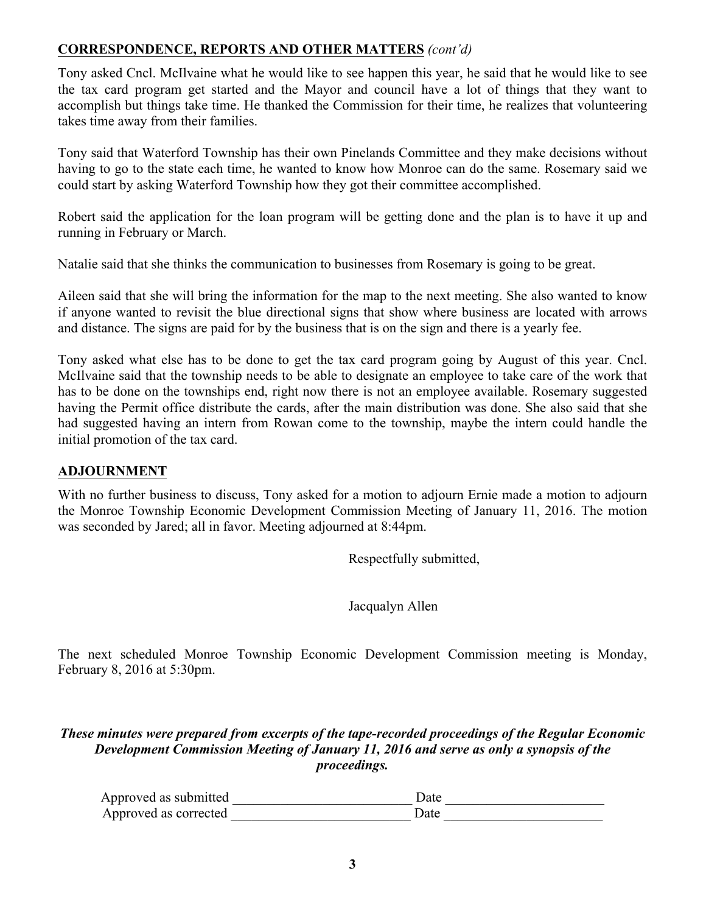**CORRESPONDENCE, REPORTS AND OTHER MATTERS** *(cont'd)*

Tony asked Cncl. McIlvaine what he would like to see happen this year, he said that he would like to see the tax card program get started and the Mayor and council have a lot of things that they want to accomplish but things take time. He thanked the Commission for their time, he realizes that volunteering takes time away from their families.

Tony said that Waterford Township has their own Pinelands Committee and they make decisions without having to go to the state each time, he wanted to know how Monroe can do the same. Rosemary said we could start by asking Waterford Township how they got their committee accomplished.

Robert said the application for the loan program will be getting done and the plan is to have it up and running in February or March.

Natalie said that she thinks the communication to businesses from Rosemary is going to be great.

Aileen said that she will bring the information for the map to the next meeting. She also wanted to know if anyone wanted to revisit the blue directional signs that show where business are located with arrows and distance. The signs are paid for by the business that is on the sign and there is a yearly fee.

Tony asked what else has to be done to get the tax card program going by August of this year. Cncl. McIlvaine said that the township needs to be able to designate an employee to take care of the work that has to be done on the townships end, right now there is not an employee available. Rosemary suggested having the Permit office distribute the cards, after the main distribution was done. She also said that she had suggested having an intern from Rowan come to the township, maybe the intern could handle the initial promotion of the tax card.

**ADJOURNMENT**

With no further business to discuss, Tony asked for a motion to adjourn Ernie made a motion to adjourn the Monroe Township Economic Development Commission Meeting of January 11, 2016. The motion was seconded by Jared; all in favor. Meeting adjourned at 8:44pm.

Respectfully submitted,

Jacqualyn Allen

The next scheduled Monroe Township Economic Development Commission meeting is Monday, February 8, 2016 at 5:30pm.

***These minutes were prepared from excerpts of the tape-recorded proceedings of the Regular Economic Development Commission Meeting of January 11, 2016 and serve as only a synopsis of the proceedings.***

Approved as submitted __________________________ Date _______________________

Approved as corrected __________________________ Date _______________________